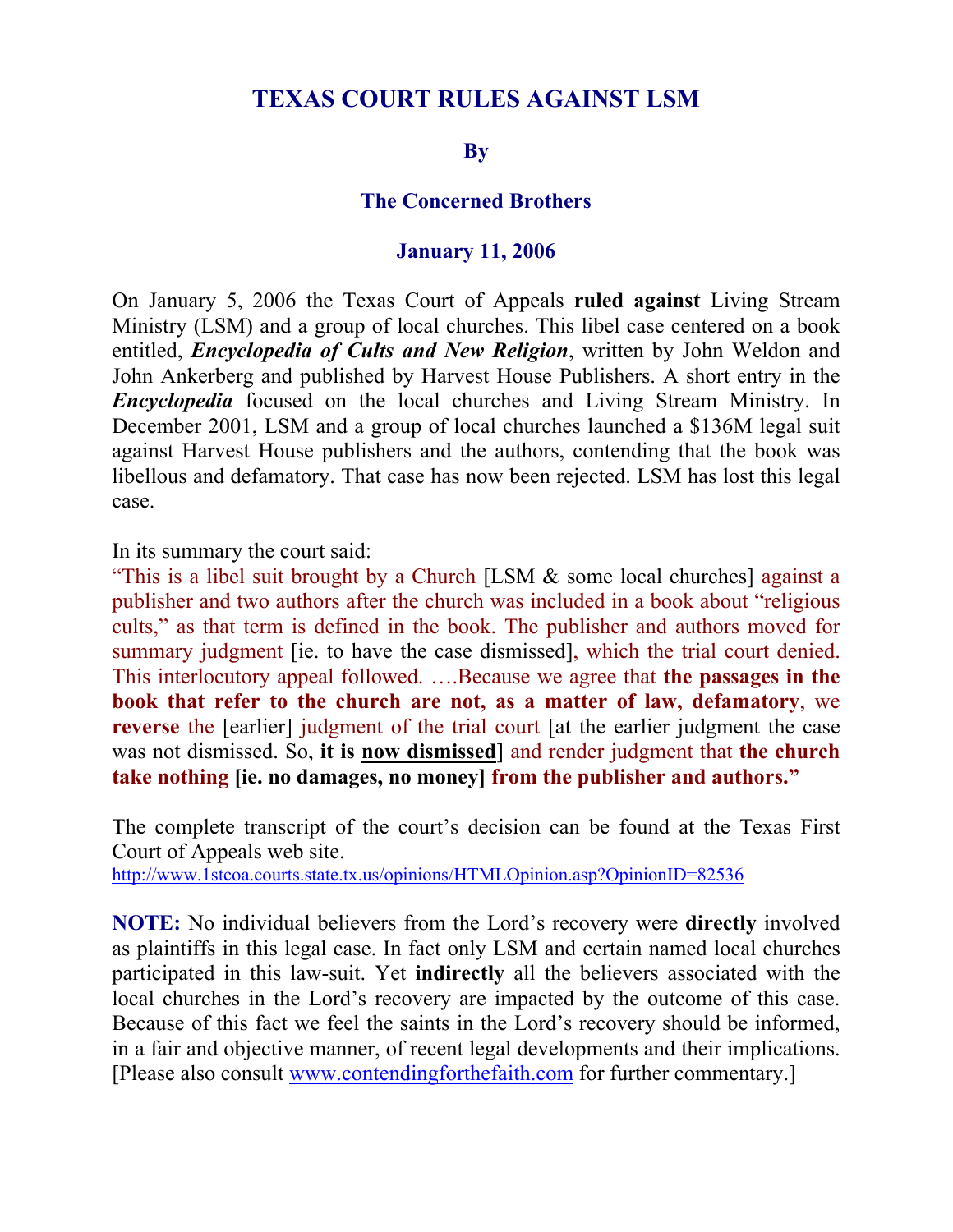# TEXAS COURT RULES AGAINST LSM

**By**

**The Concerned Brothers**

**January 11, 2006**

On January 5, 2006 the Texas Court of Appeals **ruled against** Living Stream Ministry (LSM) and a group of local churches. This libel case centered on a book entitled, ***Encyclopedia of Cults and New Religion***, written by John Weldon and John Ankerberg and published by Harvest House Publishers. A short entry in the ***Encyclopedia*** focused on the local churches and Living Stream Ministry. In December 2001, LSM and a group of local churches launched a $136M legal suit against Harvest House publishers and the authors, contending that the book was libellous and defamatory. That case has now been rejected. LSM has lost this legal case.

In its summary the court said:
"This is a libel suit brought by a Church [LSM & some local churches] against a publisher and two authors after the church was included in a book about "religious cults," as that term is defined in the book. The publisher and authors moved for summary judgment [ie. to have the case dismissed], which the trial court denied. This interlocutory appeal followed. ….Because we agree that **the passages in the book that refer to the church are not, as a matter of law, defamatory**, we **reverse** the [earlier] judgment of the trial court [at the earlier judgment the case was not dismissed. So, **it is now dismissed**] and render judgment that **the church take nothing [ie. no damages, no money] from the publisher and authors."**

The complete transcript of the court's decision can be found at the Texas First Court of Appeals web site.
http://www.1stcoa.courts.state.tx.us/opinions/HTMLOpinion.asp?OpinionID=82536

**NOTE:** No individual believers from the Lord's recovery were **directly** involved as plaintiffs in this legal case. In fact only LSM and certain named local churches participated in this law-suit. Yet **indirectly** all the believers associated with the local churches in the Lord's recovery are impacted by the outcome of this case. Because of this fact we feel the saints in the Lord's recovery should be informed, in a fair and objective manner, of recent legal developments and their implications. [Please also consult www.contendingforthefaith.com for further commentary.]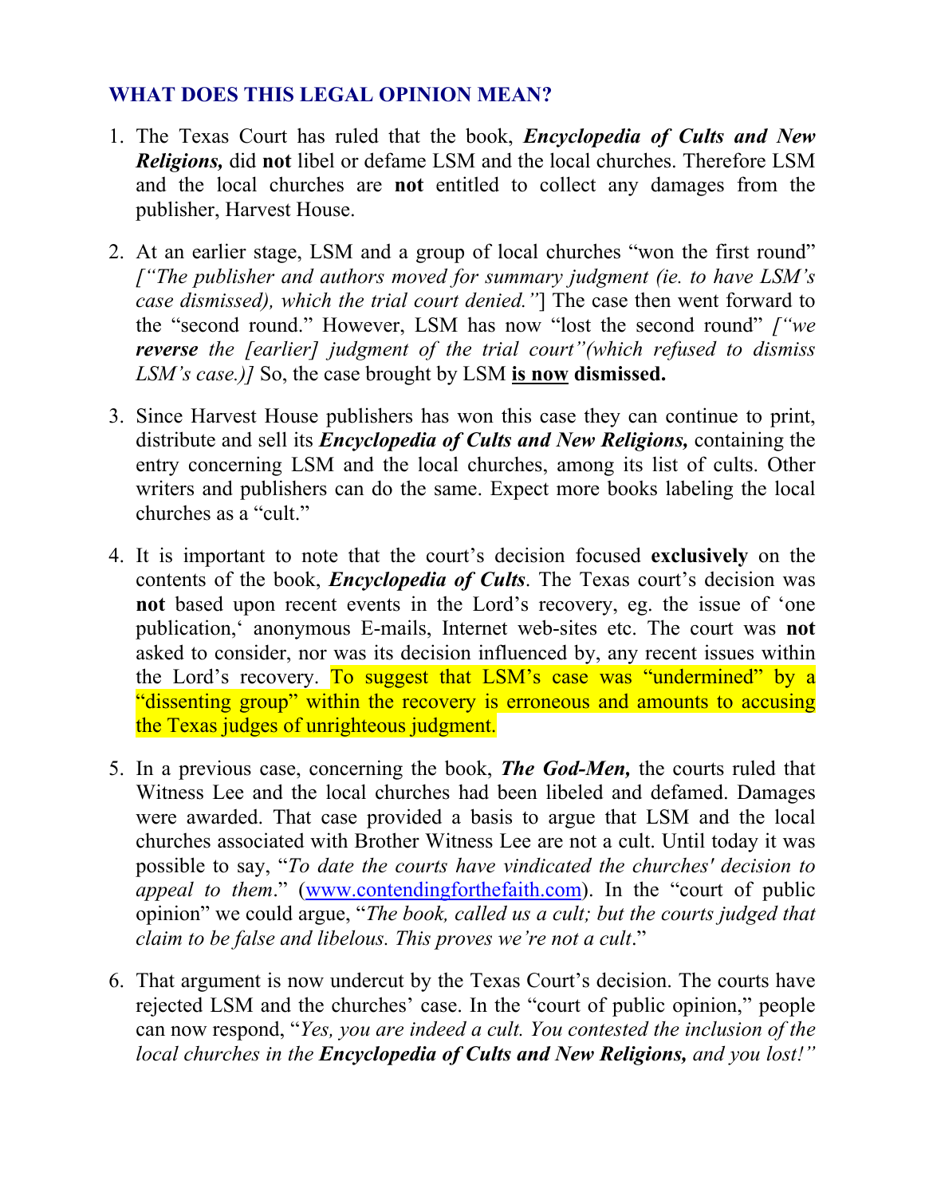## WHAT DOES THIS LEGAL OPINION MEAN?

1. The Texas Court has ruled that the book, ***Encyclopedia of Cults and New Religions,*** did **not** libel or defame LSM and the local churches. Therefore LSM and the local churches are **not** entitled to collect any damages from the publisher, Harvest House.

2. At an earlier stage, LSM and a group of local churches "won the first round" *["The publisher and authors moved for summary judgment (ie. to have LSM's case dismissed), which the trial court denied."*] The case then went forward to the "second round." However, LSM has now "lost the second round" *["we **reverse** the [earlier] judgment of the trial court"(which refused to dismiss LSM's case.)]* So, the case brought by LSM **<u>is now</u> dismissed.**

3. Since Harvest House publishers has won this case they can continue to print, distribute and sell its ***Encyclopedia of Cults and New Religions,*** containing the entry concerning LSM and the local churches, among its list of cults. Other writers and publishers can do the same. Expect more books labeling the local churches as a "cult."

4. It is important to note that the court's decision focused **exclusively** on the contents of the book, ***Encyclopedia of Cults***. The Texas court's decision was **not** based upon recent events in the Lord's recovery, eg. the issue of 'one publication,' anonymous E-mails, Internet web-sites etc. The court was **not** asked to consider, nor was its decision influenced by, any recent issues within the Lord's recovery. To suggest that LSM's case was "undermined" by a "dissenting group" within the recovery is erroneous and amounts to accusing the Texas judges of unrighteous judgment.

5. In a previous case, concerning the book, ***The God-Men,*** the courts ruled that Witness Lee and the local churches had been libeled and defamed. Damages were awarded. That case provided a basis to argue that LSM and the local churches associated with Brother Witness Lee are not a cult. Until today it was possible to say, "*To date the courts have vindicated the churches' decision to appeal to them*." (www.contendingforthefaith.com). In the "court of public opinion" we could argue, "*The book, called us a cult; but the courts judged that claim to be false and libelous. This proves we're not a cult*."

6. That argument is now undercut by the Texas Court's decision. The courts have rejected LSM and the churches' case. In the "court of public opinion," people can now respond, "*Yes, you are indeed a cult. You contested the inclusion of the local churches in the **Encyclopedia of Cults and New Religions,** and you lost!"*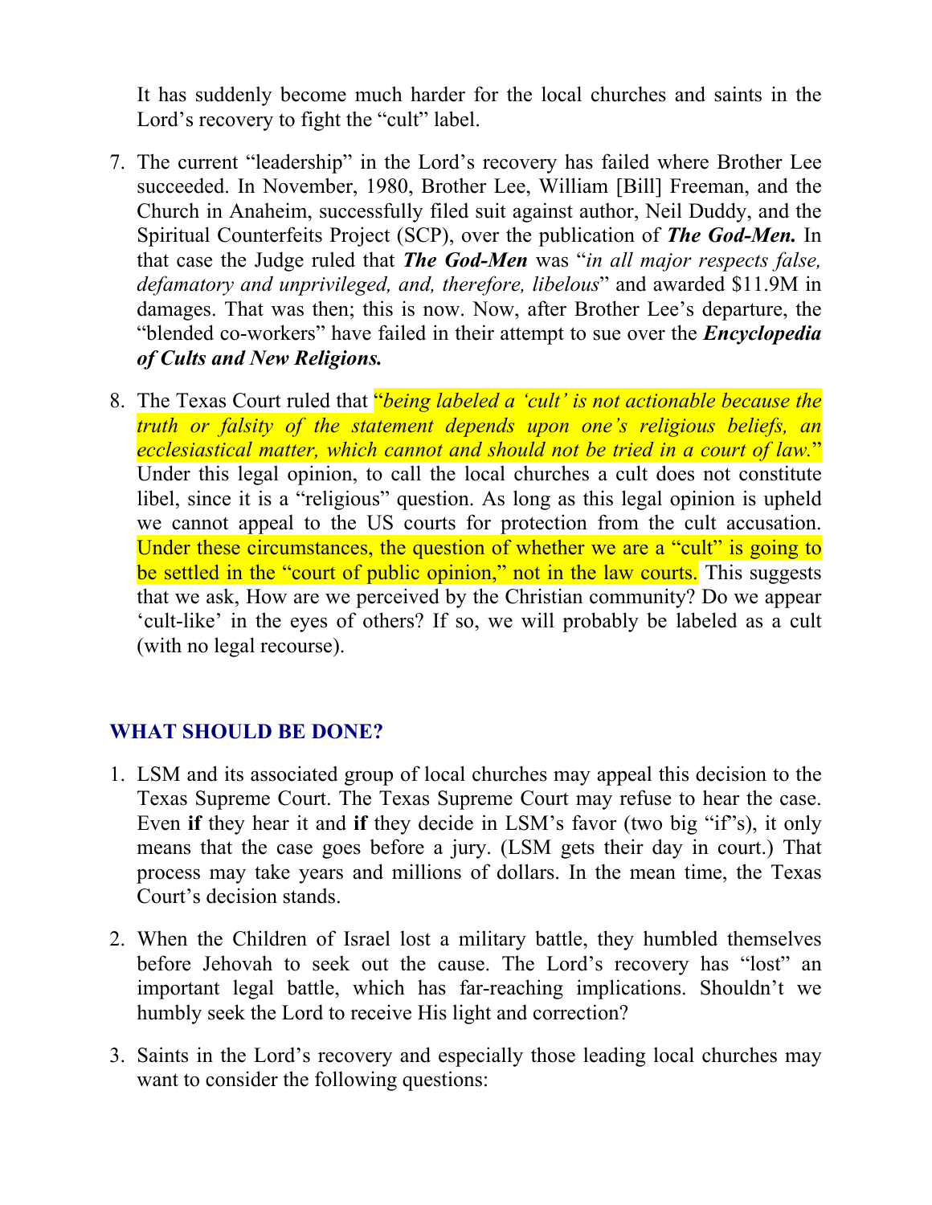It has suddenly become much harder for the local churches and saints in the Lord's recovery to fight the "cult" label.

7. The current "leadership" in the Lord's recovery has failed where Brother Lee succeeded. In November, 1980, Brother Lee, William [Bill] Freeman, and the Church in Anaheim, successfully filed suit against author, Neil Duddy, and the Spiritual Counterfeits Project (SCP), over the publication of ***The God-Men.*** In that case the Judge ruled that ***The God-Men*** was "*in all major respects false, defamatory and unprivileged, and, therefore, libelous*" and awarded $11.9M in damages. That was then; this is now. Now, after Brother Lee's departure, the "blended co-workers" have failed in their attempt to sue over the ***Encyclopedia of Cults and New Religions.***

8. The Texas Court ruled that "*being labeled a 'cult' is not actionable because the truth or falsity of the statement depends upon one's religious beliefs, an ecclesiastical matter, which cannot and should not be tried in a court of law.*" Under this legal opinion, to call the local churches a cult does not constitute libel, since it is a "religious" question. As long as this legal opinion is upheld we cannot appeal to the US courts for protection from the cult accusation. Under these circumstances, the question of whether we are a "cult" is going to be settled in the "court of public opinion," not in the law courts. This suggests that we ask, How are we perceived by the Christian community? Do we appear 'cult-like' in the eyes of others? If so, we will probably be labeled as a cult (with no legal recourse).

## WHAT SHOULD BE DONE?

1. LSM and its associated group of local churches may appeal this decision to the Texas Supreme Court. The Texas Supreme Court may refuse to hear the case. Even **if** they hear it and **if** they decide in LSM's favor (two big "if"s), it only means that the case goes before a jury. (LSM gets their day in court.) That process may take years and millions of dollars. In the mean time, the Texas Court's decision stands.

2. When the Children of Israel lost a military battle, they humbled themselves before Jehovah to seek out the cause. The Lord's recovery has "lost" an important legal battle, which has far-reaching implications. Shouldn't we humbly seek the Lord to receive His light and correction?

3. Saints in the Lord's recovery and especially those leading local churches may want to consider the following questions: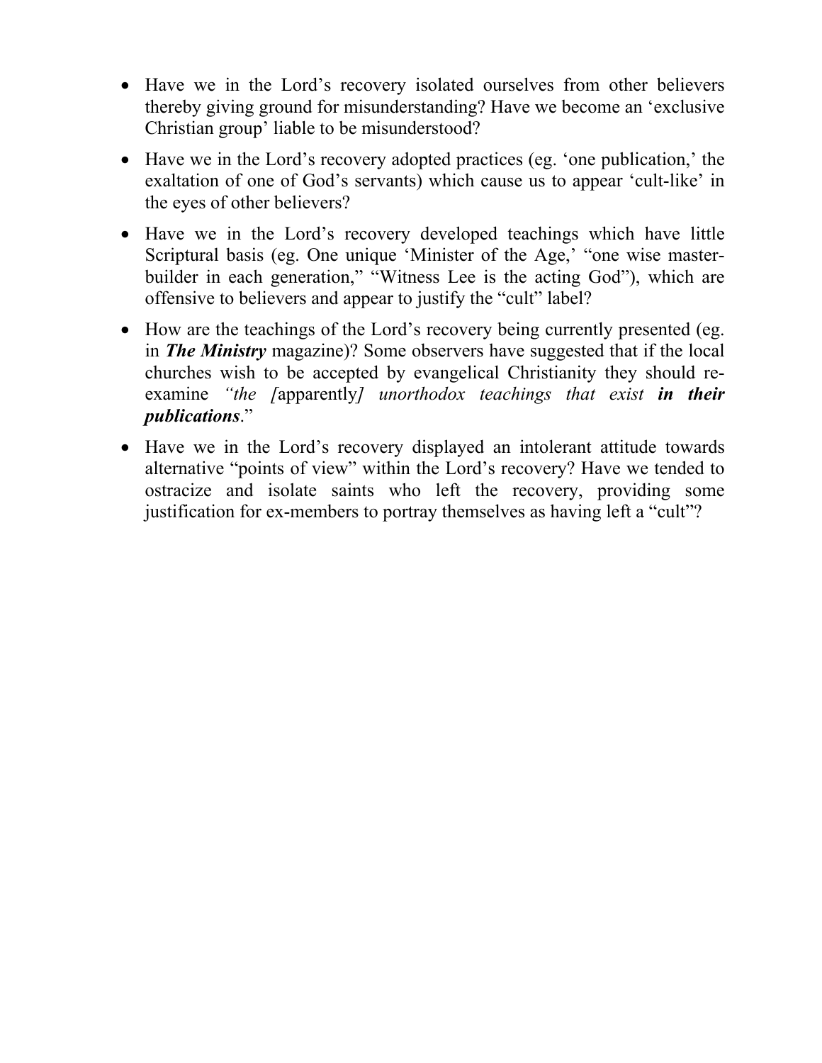- Have we in the Lord's recovery isolated ourselves from other believers thereby giving ground for misunderstanding? Have we become an 'exclusive Christian group' liable to be misunderstood?
- Have we in the Lord's recovery adopted practices (eg. 'one publication,' the exaltation of one of God's servants) which cause us to appear 'cult-like' in the eyes of other believers?
- Have we in the Lord's recovery developed teachings which have little Scriptural basis (eg. One unique 'Minister of the Age,' "one wise master-builder in each generation," "Witness Lee is the acting God"), which are offensive to believers and appear to justify the "cult" label?
- How are the teachings of the Lord's recovery being currently presented (eg. in ***The Ministry*** magazine)? Some observers have suggested that if the local churches wish to be accepted by evangelical Christianity they should re-examine *"the [*apparently*] unorthodox teachings that exist **in their publications**."*
- Have we in the Lord's recovery displayed an intolerant attitude towards alternative "points of view" within the Lord's recovery? Have we tended to ostracize and isolate saints who left the recovery, providing some justification for ex-members to portray themselves as having left a "cult"?